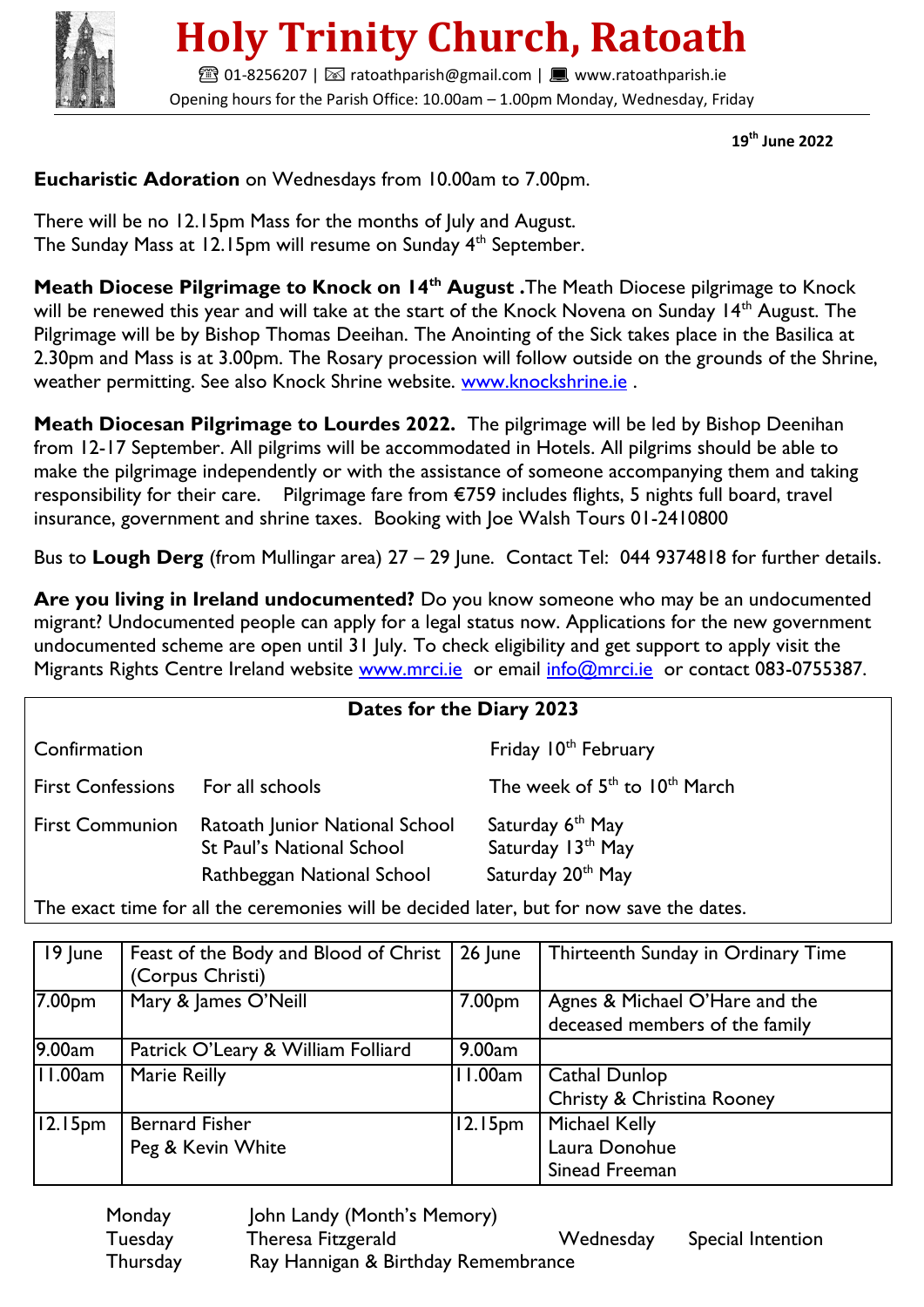# Holy Trinity Church, Ratoath

☎ 01-8256207 | ✉ ratoathparish@gmail.com | 💻 www.ratoathparish.ie

Opening hours for the Parish Office: 10.00am – 1.00pm Monday, Wednesday, Friday

19th June 2022

**Eucharistic Adoration** on Wednesdays from 10.00am to 7.00pm.

There will be no 12.15pm Mass for the months of July and August.
The Sunday Mass at 12.15pm will resume on Sunday 4th September.

**Meath Diocese Pilgrimage to Knock on 14th August .**The Meath Diocese pilgrimage to Knock will be renewed this year and will take at the start of the Knock Novena on Sunday 14th August. The Pilgrimage will be by Bishop Thomas Deeihan. The Anointing of the Sick takes place in the Basilica at 2.30pm and Mass is at 3.00pm. The Rosary procession will follow outside on the grounds of the Shrine, weather permitting. See also Knock Shrine website. www.knockshrine.ie .

**Meath Diocesan Pilgrimage to Lourdes 2022.** The pilgrimage will be led by Bishop Deenihan from 12-17 September. All pilgrims will be accommodated in Hotels. All pilgrims should be able to make the pilgrimage independently or with the assistance of someone accompanying them and taking responsibility for their care. Pilgrimage fare from €759 includes flights, 5 nights full board, travel insurance, government and shrine taxes. Booking with Joe Walsh Tours 01-2410800

Bus to **Lough Derg** (from Mullingar area) 27 – 29 June. Contact Tel: 044 9374818 for further details.

**Are you living in Ireland undocumented?** Do you know someone who may be an undocumented migrant? Undocumented people can apply for a legal status now. Applications for the new government undocumented scheme are open until 31 July. To check eligibility and get support to apply visit the Migrants Rights Centre Ireland website www.mrci.ie or email info@mrci.ie or contact 083-0755387.

**Dates for the Diary 2023**

| | | |
|---|---|---|
| Confirmation | | Friday 10th February |
| First Confessions | For all schools | The week of 5th to 10th March |
| First Communion | Ratoath Junior National School | Saturday 6th May |
| | St Paul's National School | Saturday 13th May |
| | Rathbeggan National School | Saturday 20th May |

The exact time for all the ceremonies will be decided later, but for now save the dates.

| 19 June | Feast of the Body and Blood of Christ (Corpus Christi) | 26 June | Thirteenth Sunday in Ordinary Time |
|---|---|---|---|
| 7.00pm | Mary & James O'Neill | 7.00pm | Agnes & Michael O'Hare and the deceased members of the family |
| 9.00am | Patrick O'Leary & William Folliard | 9.00am | |
| 11.00am | Marie Reilly | 11.00am | Cathal Dunlop<br>Christy & Christina Rooney |
| 12.15pm | Bernard Fisher<br>Peg & Kevin White | 12.15pm | Michael Kelly<br>Laura Donohue<br>Sinead Freeman |

Monday John Landy (Month's Memory)
Tuesday Theresa Fitzgerald
Wednesday Special Intention
Thursday Ray Hannigan & Birthday Remembrance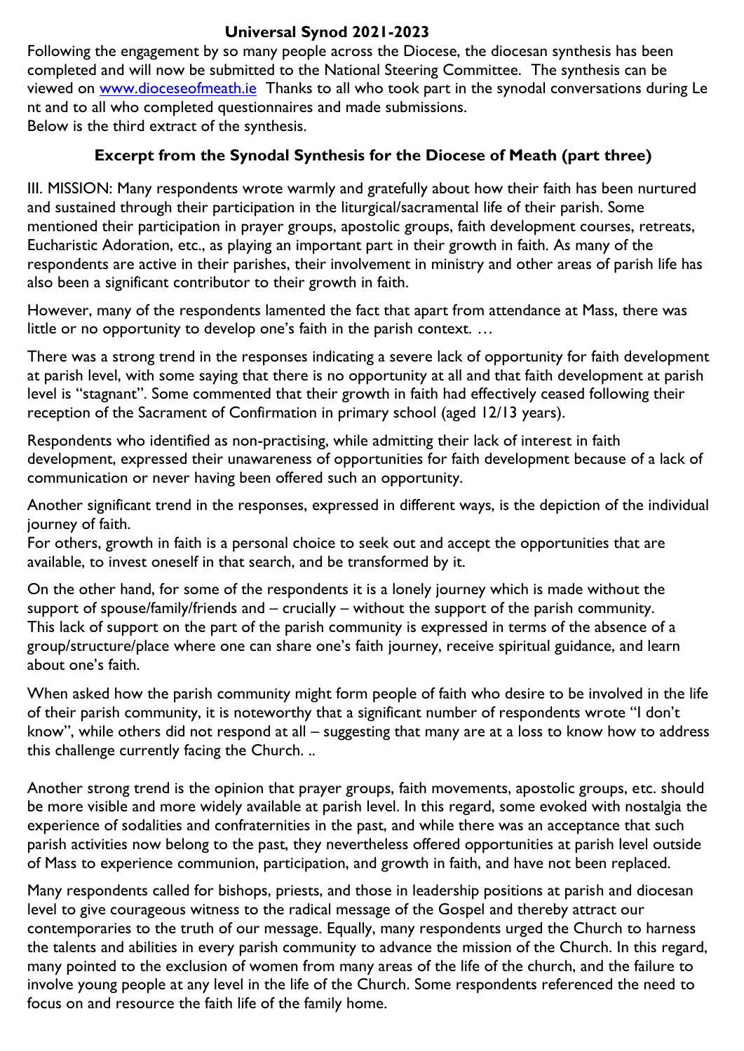## Universal Synod 2021-2023

Following the engagement by so many people across the Diocese, the diocesan synthesis has been completed and will now be submitted to the National Steering Committee. The synthesis can be viewed on [www.dioceseofmeath.ie](http://www.dioceseofmeath.ie) Thanks to all who took part in the synodal conversations during Le nt and to all who completed questionnaires and made submissions.
Below is the third extract of the synthesis.

### Excerpt from the Synodal Synthesis for the Diocese of Meath (part three)

III. MISSION: Many respondents wrote warmly and gratefully about how their faith has been nurtured and sustained through their participation in the liturgical/sacramental life of their parish. Some mentioned their participation in prayer groups, apostolic groups, faith development courses, retreats, Eucharistic Adoration, etc., as playing an important part in their growth in faith. As many of the respondents are active in their parishes, their involvement in ministry and other areas of parish life has also been a significant contributor to their growth in faith.

However, many of the respondents lamented the fact that apart from attendance at Mass, there was little or no opportunity to develop one's faith in the parish context. …

There was a strong trend in the responses indicating a severe lack of opportunity for faith development at parish level, with some saying that there is no opportunity at all and that faith development at parish level is "stagnant". Some commented that their growth in faith had effectively ceased following their reception of the Sacrament of Confirmation in primary school (aged 12/13 years).

Respondents who identified as non-practising, while admitting their lack of interest in faith development, expressed their unawareness of opportunities for faith development because of a lack of communication or never having been offered such an opportunity.

Another significant trend in the responses, expressed in different ways, is the depiction of the individual journey of faith.
For others, growth in faith is a personal choice to seek out and accept the opportunities that are available, to invest oneself in that search, and be transformed by it.

On the other hand, for some of the respondents it is a lonely journey which is made without the support of spouse/family/friends and – crucially – without the support of the parish community. This lack of support on the part of the parish community is expressed in terms of the absence of a group/structure/place where one can share one's faith journey, receive spiritual guidance, and learn about one's faith.

When asked how the parish community might form people of faith who desire to be involved in the life of their parish community, it is noteworthy that a significant number of respondents wrote "I don't know", while others did not respond at all – suggesting that many are at a loss to know how to address this challenge currently facing the Church. ..

Another strong trend is the opinion that prayer groups, faith movements, apostolic groups, etc. should be more visible and more widely available at parish level. In this regard, some evoked with nostalgia the experience of sodalities and confraternities in the past, and while there was an acceptance that such parish activities now belong to the past, they nevertheless offered opportunities at parish level outside of Mass to experience communion, participation, and growth in faith, and have not been replaced.

Many respondents called for bishops, priests, and those in leadership positions at parish and diocesan level to give courageous witness to the radical message of the Gospel and thereby attract our contemporaries to the truth of our message. Equally, many respondents urged the Church to harness the talents and abilities in every parish community to advance the mission of the Church. In this regard, many pointed to the exclusion of women from many areas of the life of the church, and the failure to involve young people at any level in the life of the Church. Some respondents referenced the need to focus on and resource the faith life of the family home.